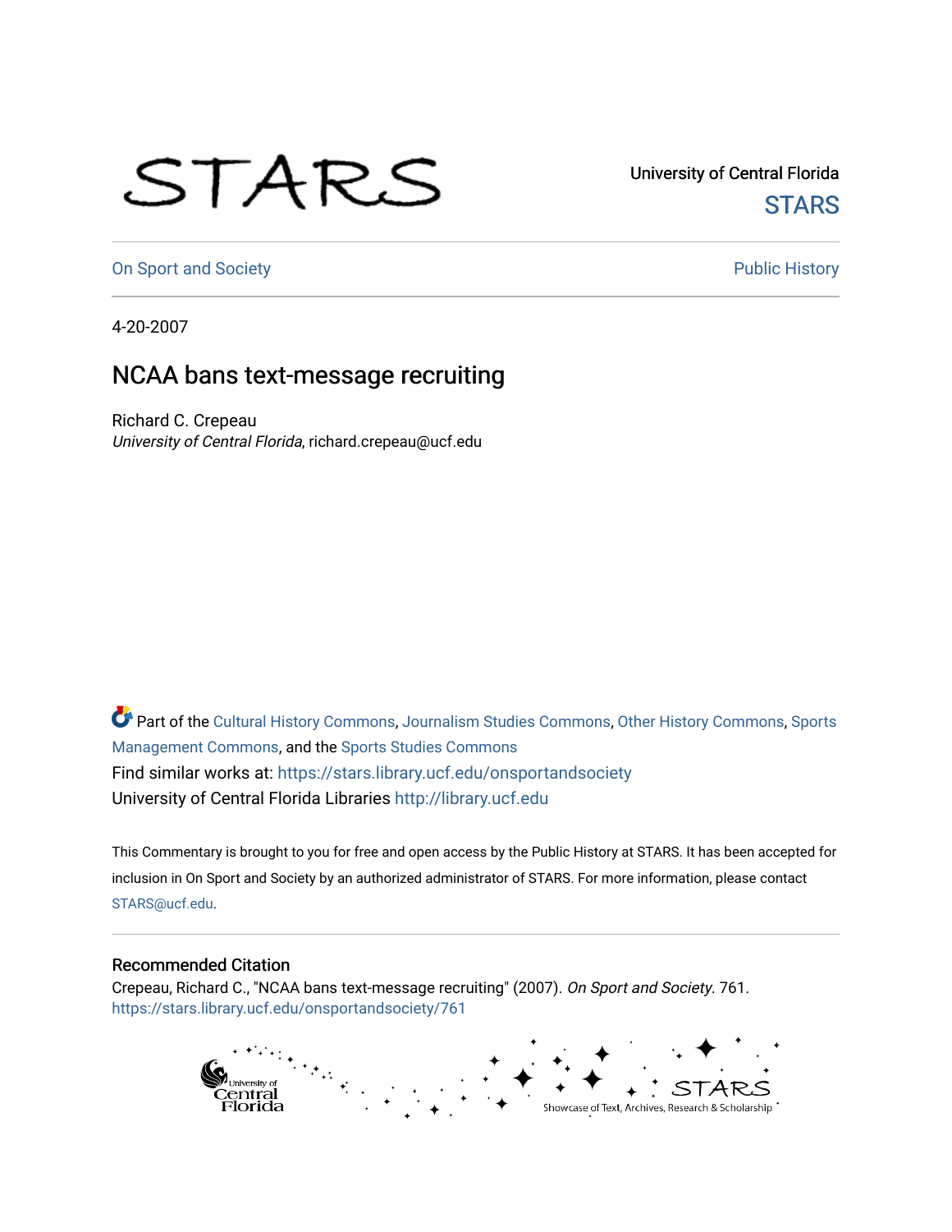University of Central Florida

STARS

On Sport and Society

Public History

4-20-2007

# NCAA bans text-message recruiting

Richard C. Crepeau
*University of Central Florida*, richard.crepeau@ucf.edu

Part of the Cultural History Commons, Journalism Studies Commons, Other History Commons, Sports Management Commons, and the Sports Studies Commons

Find similar works at: https://stars.library.ucf.edu/onsportandsociety

University of Central Florida Libraries http://library.ucf.edu

This Commentary is brought to you for free and open access by the Public History at STARS. It has been accepted for inclusion in On Sport and Society by an authorized administrator of STARS. For more information, please contact STARS@ucf.edu.

## Recommended Citation

Crepeau, Richard C., "NCAA bans text-message recruiting" (2007). *On Sport and Society*. 761.
https://stars.library.ucf.edu/onsportandsociety/761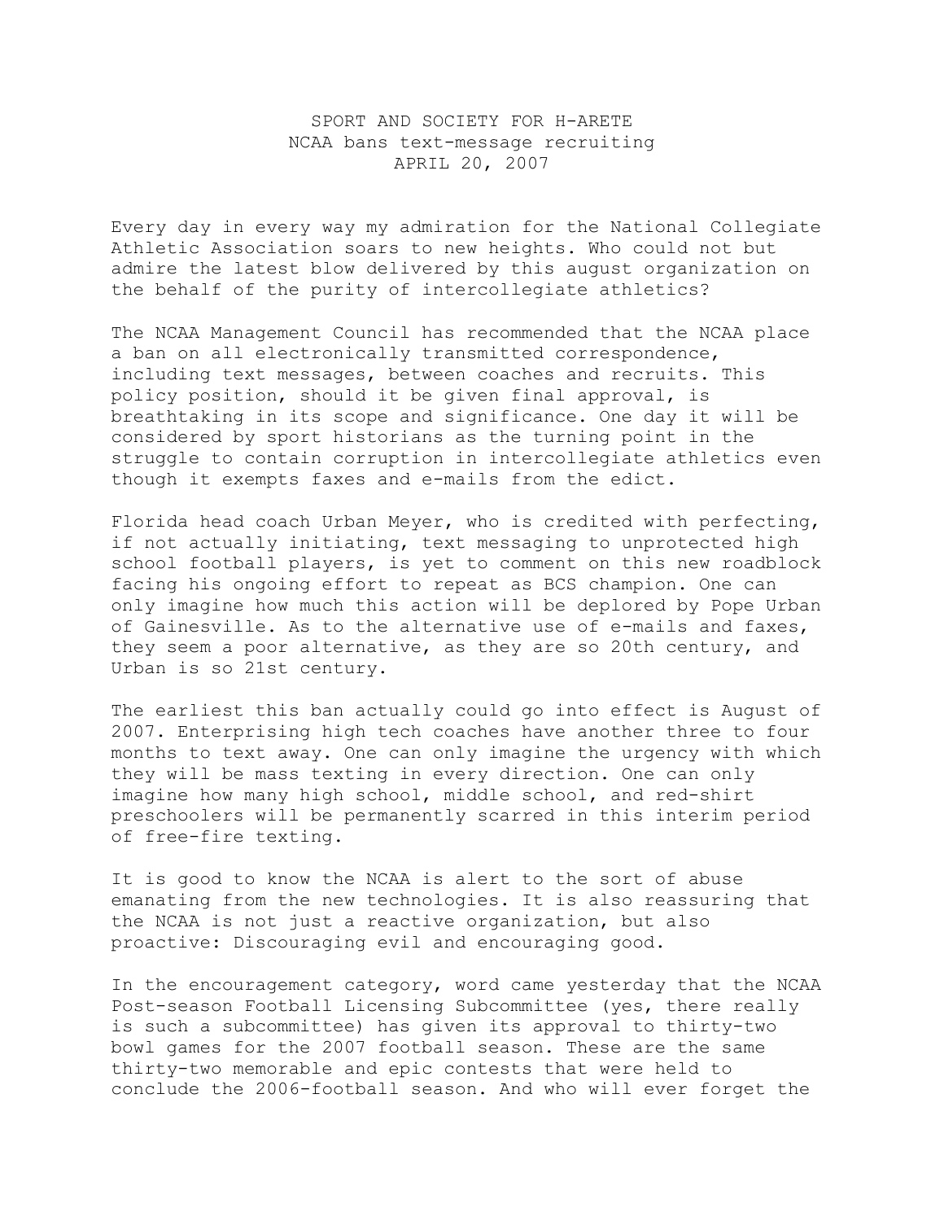SPORT AND SOCIETY FOR H-ARETE
NCAA bans text-message recruiting
APRIL 20, 2007

Every day in every way my admiration for the National Collegiate Athletic Association soars to new heights. Who could not but admire the latest blow delivered by this august organization on the behalf of the purity of intercollegiate athletics?

The NCAA Management Council has recommended that the NCAA place a ban on all electronically transmitted correspondence, including text messages, between coaches and recruits. This policy position, should it be given final approval, is breathtaking in its scope and significance. One day it will be considered by sport historians as the turning point in the struggle to contain corruption in intercollegiate athletics even though it exempts faxes and e-mails from the edict.

Florida head coach Urban Meyer, who is credited with perfecting, if not actually initiating, text messaging to unprotected high school football players, is yet to comment on this new roadblock facing his ongoing effort to repeat as BCS champion. One can only imagine how much this action will be deplored by Pope Urban of Gainesville. As to the alternative use of e-mails and faxes, they seem a poor alternative, as they are so 20th century, and Urban is so 21st century.

The earliest this ban actually could go into effect is August of 2007. Enterprising high tech coaches have another three to four months to text away. One can only imagine the urgency with which they will be mass texting in every direction. One can only imagine how many high school, middle school, and red-shirt preschoolers will be permanently scarred in this interim period of free-fire texting.

It is good to know the NCAA is alert to the sort of abuse emanating from the new technologies. It is also reassuring that the NCAA is not just a reactive organization, but also proactive: Discouraging evil and encouraging good.

In the encouragement category, word came yesterday that the NCAA Post-season Football Licensing Subcommittee (yes, there really is such a subcommittee) has given its approval to thirty-two bowl games for the 2007 football season. These are the same thirty-two memorable and epic contests that were held to conclude the 2006-football season. And who will ever forget the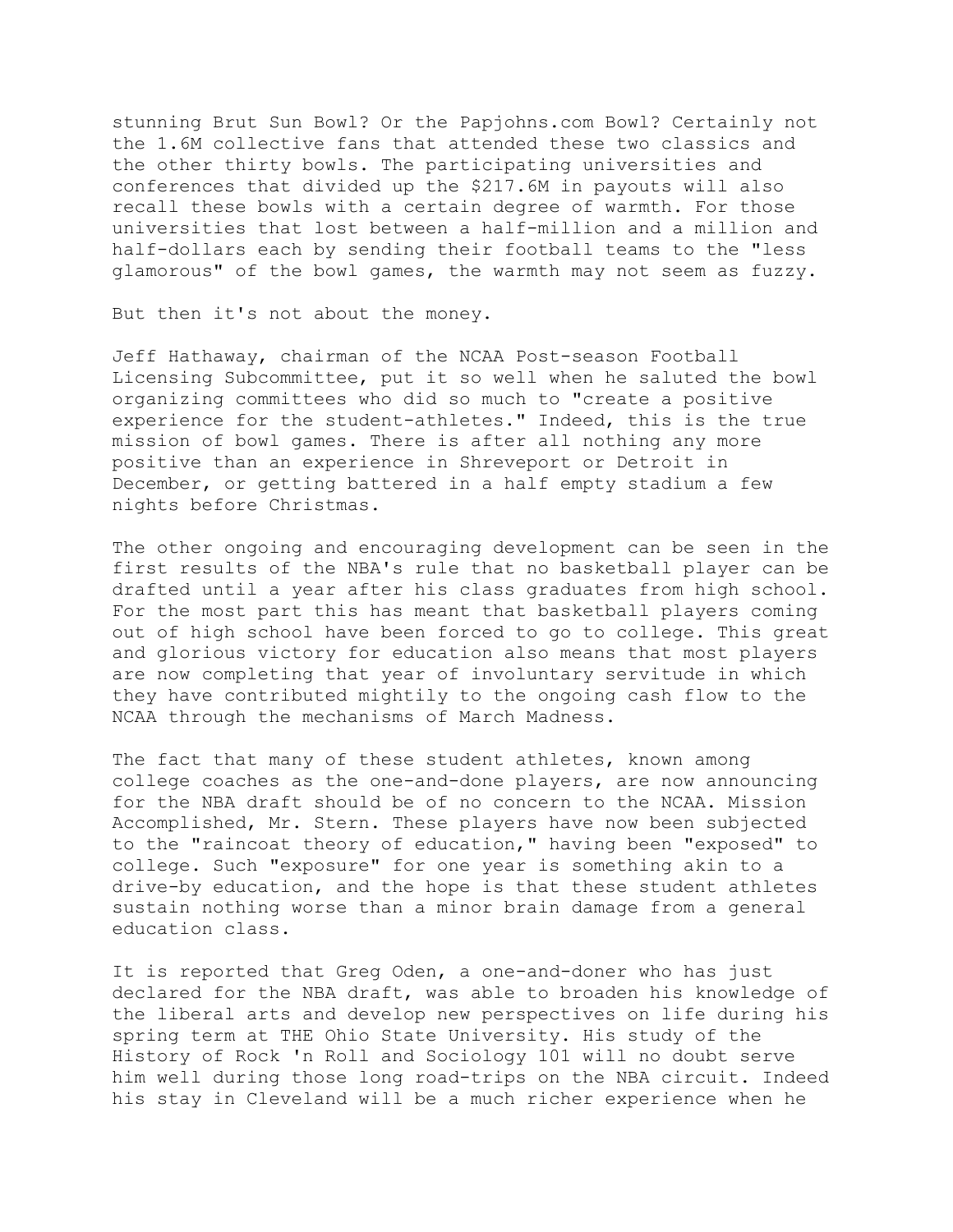stunning Brut Sun Bowl? Or the Papjohns.com Bowl? Certainly not the 1.6M collective fans that attended these two classics and the other thirty bowls. The participating universities and conferences that divided up the $217.6M in payouts will also recall these bowls with a certain degree of warmth. For those universities that lost between a half-million and a million and half-dollars each by sending their football teams to the "less glamorous" of the bowl games, the warmth may not seem as fuzzy.

But then it's not about the money.

Jeff Hathaway, chairman of the NCAA Post-season Football Licensing Subcommittee, put it so well when he saluted the bowl organizing committees who did so much to "create a positive experience for the student-athletes." Indeed, this is the true mission of bowl games. There is after all nothing any more positive than an experience in Shreveport or Detroit in December, or getting battered in a half empty stadium a few nights before Christmas.

The other ongoing and encouraging development can be seen in the first results of the NBA's rule that no basketball player can be drafted until a year after his class graduates from high school. For the most part this has meant that basketball players coming out of high school have been forced to go to college. This great and glorious victory for education also means that most players are now completing that year of involuntary servitude in which they have contributed mightily to the ongoing cash flow to the NCAA through the mechanisms of March Madness.

The fact that many of these student athletes, known among college coaches as the one-and-done players, are now announcing for the NBA draft should be of no concern to the NCAA. Mission Accomplished, Mr. Stern. These players have now been subjected to the "raincoat theory of education," having been "exposed" to college. Such "exposure" for one year is something akin to a drive-by education, and the hope is that these student athletes sustain nothing worse than a minor brain damage from a general education class.

It is reported that Greg Oden, a one-and-doner who has just declared for the NBA draft, was able to broaden his knowledge of the liberal arts and develop new perspectives on life during his spring term at THE Ohio State University. His study of the History of Rock 'n Roll and Sociology 101 will no doubt serve him well during those long road-trips on the NBA circuit. Indeed his stay in Cleveland will be a much richer experience when he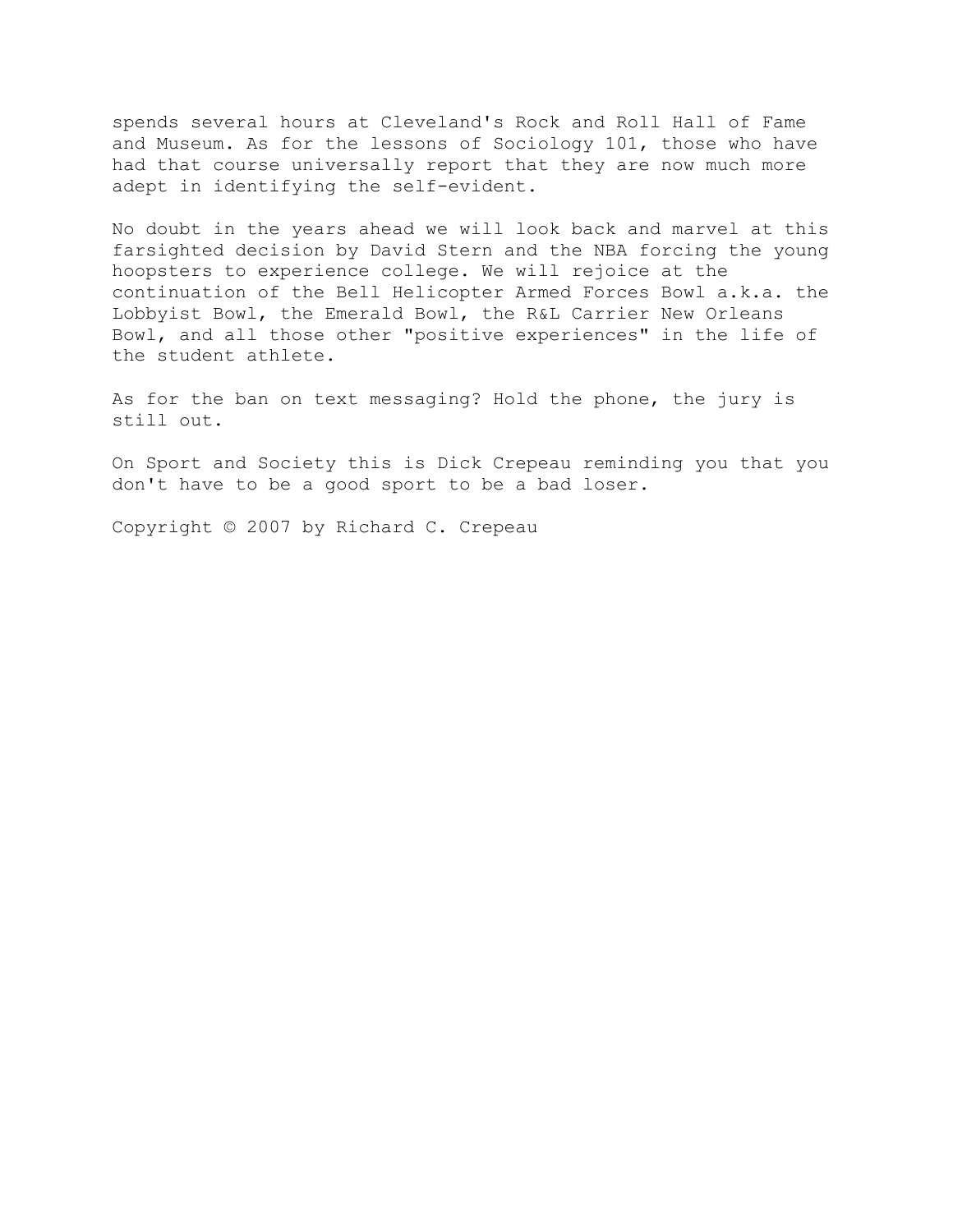spends several hours at Cleveland's Rock and Roll Hall of Fame and Museum. As for the lessons of Sociology 101, those who have had that course universally report that they are now much more adept in identifying the self-evident.

No doubt in the years ahead we will look back and marvel at this farsighted decision by David Stern and the NBA forcing the young hoopsters to experience college. We will rejoice at the continuation of the Bell Helicopter Armed Forces Bowl a.k.a. the Lobbyist Bowl, the Emerald Bowl, the R&L Carrier New Orleans Bowl, and all those other "positive experiences" in the life of the student athlete.

As for the ban on text messaging? Hold the phone, the jury is still out.

On Sport and Society this is Dick Crepeau reminding you that you don't have to be a good sport to be a bad loser.

Copyright © 2007 by Richard C. Crepeau